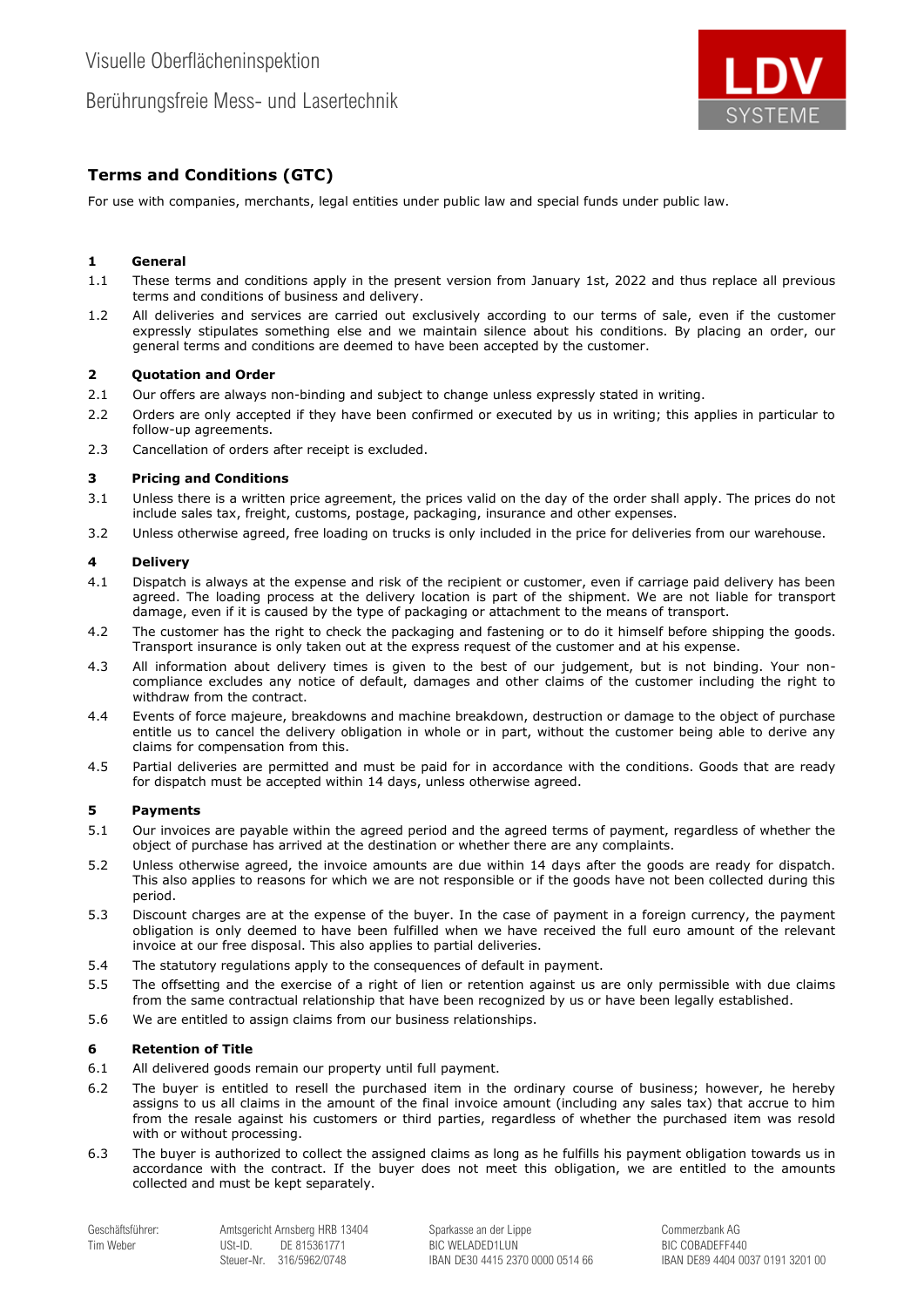Visuelle Oberflächeninspektion

Berührungsfreie Mess- und Lasertechnik

# Terms and Conditions (GTC)

For use with companies, merchants, legal entities under public law and special funds under public law.

## 1 General

1.1 These terms and conditions apply in the present version from January 1st, 2022 and thus replace all previous terms and conditions of business and delivery.

1.2 All deliveries and services are carried out exclusively according to our terms of sale, even if the customer expressly stipulates something else and we maintain silence about his conditions. By placing an order, our general terms and conditions are deemed to have been accepted by the customer.

## 2 Quotation and Order

2.1 Our offers are always non-binding and subject to change unless expressly stated in writing.

2.2 Orders are only accepted if they have been confirmed or executed by us in writing; this applies in particular to follow-up agreements.

2.3 Cancellation of orders after receipt is excluded.

## 3 Pricing and Conditions

3.1 Unless there is a written price agreement, the prices valid on the day of the order shall apply. The prices do not include sales tax, freight, customs, postage, packaging, insurance and other expenses.

3.2 Unless otherwise agreed, free loading on trucks is only included in the price for deliveries from our warehouse.

## 4 Delivery

4.1 Dispatch is always at the expense and risk of the recipient or customer, even if carriage paid delivery has been agreed. The loading process at the delivery location is part of the shipment. We are not liable for transport damage, even if it is caused by the type of packaging or attachment to the means of transport.

4.2 The customer has the right to check the packaging and fastening or to do it himself before shipping the goods. Transport insurance is only taken out at the express request of the customer and at his expense.

4.3 All information about delivery times is given to the best of our judgement, but is not binding. Your non-compliance excludes any notice of default, damages and other claims of the customer including the right to withdraw from the contract.

4.4 Events of force majeure, breakdowns and machine breakdown, destruction or damage to the object of purchase entitle us to cancel the delivery obligation in whole or in part, without the customer being able to derive any claims for compensation from this.

4.5 Partial deliveries are permitted and must be paid for in accordance with the conditions. Goods that are ready for dispatch must be accepted within 14 days, unless otherwise agreed.

## 5 Payments

5.1 Our invoices are payable within the agreed period and the agreed terms of payment, regardless of whether the object of purchase has arrived at the destination or whether there are any complaints.

5.2 Unless otherwise agreed, the invoice amounts are due within 14 days after the goods are ready for dispatch. This also applies to reasons for which we are not responsible or if the goods have not been collected during this period.

5.3 Discount charges are at the expense of the buyer. In the case of payment in a foreign currency, the payment obligation is only deemed to have been fulfilled when we have received the full euro amount of the relevant invoice at our free disposal. This also applies to partial deliveries.

5.4 The statutory regulations apply to the consequences of default in payment.

5.5 The offsetting and the exercise of a right of lien or retention against us are only permissible with due claims from the same contractual relationship that have been recognized by us or have been legally established.

5.6 We are entitled to assign claims from our business relationships.

## 6 Retention of Title

6.1 All delivered goods remain our property until full payment.

6.2 The buyer is entitled to resell the purchased item in the ordinary course of business; however, he hereby assigns to us all claims in the amount of the final invoice amount (including any sales tax) that accrue to him from the resale against his customers or third parties, regardless of whether the purchased item was resold with or without processing.

6.3 The buyer is authorized to collect the assigned claims as long as he fulfills his payment obligation towards us in accordance with the contract. If the buyer does not meet this obligation, we are entitled to the amounts collected and must be kept separately.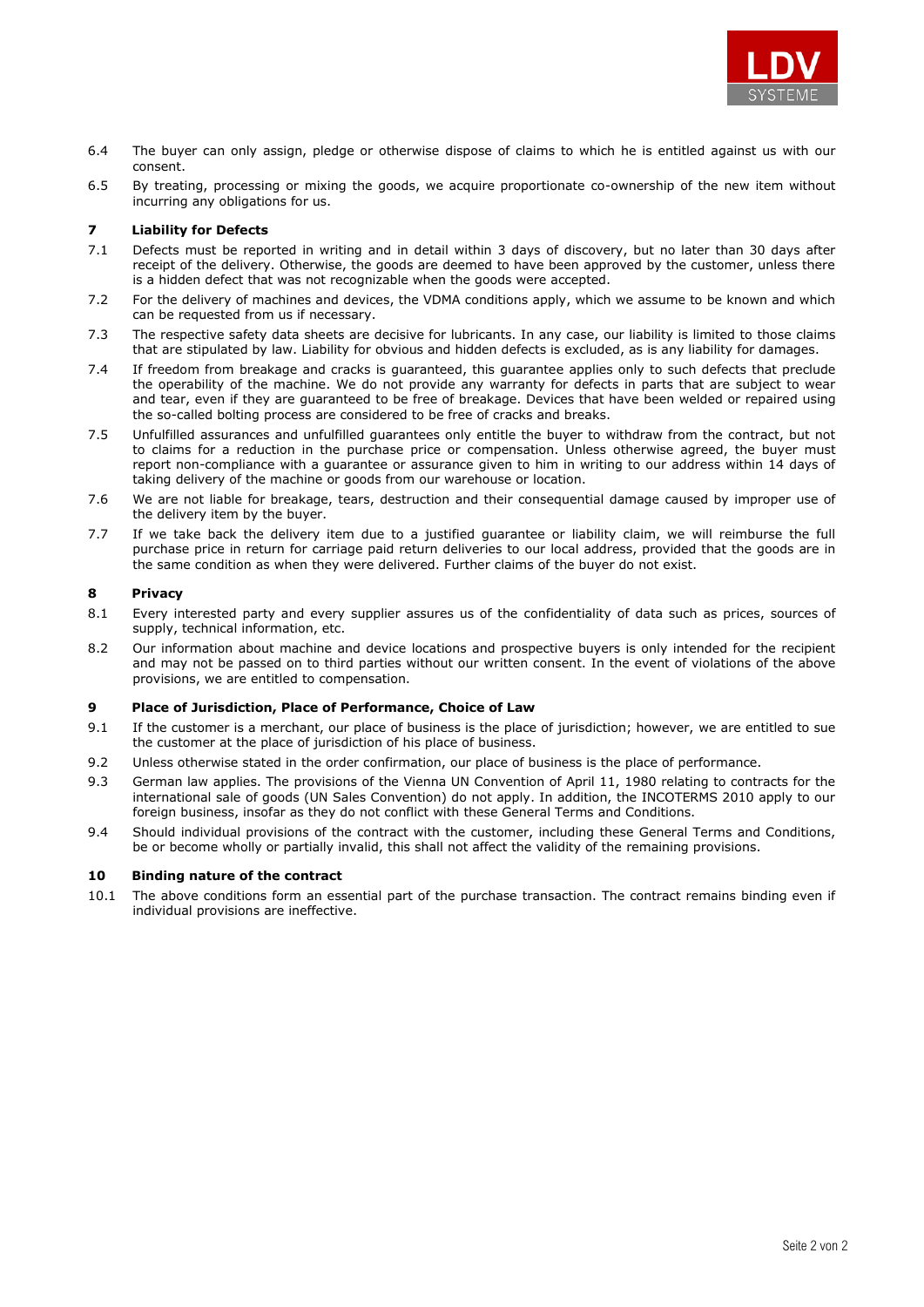6.4 The buyer can only assign, pledge or otherwise dispose of claims to which he is entitled against us with our consent.

6.5 By treating, processing or mixing the goods, we acquire proportionate co-ownership of the new item without incurring any obligations for us.

## 7 Liability for Defects

7.1 Defects must be reported in writing and in detail within 3 days of discovery, but no later than 30 days after receipt of the delivery. Otherwise, the goods are deemed to have been approved by the customer, unless there is a hidden defect that was not recognizable when the goods were accepted.

7.2 For the delivery of machines and devices, the VDMA conditions apply, which we assume to be known and which can be requested from us if necessary.

7.3 The respective safety data sheets are decisive for lubricants. In any case, our liability is limited to those claims that are stipulated by law. Liability for obvious and hidden defects is excluded, as is any liability for damages.

7.4 If freedom from breakage and cracks is guaranteed, this guarantee applies only to such defects that preclude the operability of the machine. We do not provide any warranty for defects in parts that are subject to wear and tear, even if they are guaranteed to be free of breakage. Devices that have been welded or repaired using the so-called bolting process are considered to be free of cracks and breaks.

7.5 Unfulfilled assurances and unfulfilled guarantees only entitle the buyer to withdraw from the contract, but not to claims for a reduction in the purchase price or compensation. Unless otherwise agreed, the buyer must report non-compliance with a guarantee or assurance given to him in writing to our address within 14 days of taking delivery of the machine or goods from our warehouse or location.

7.6 We are not liable for breakage, tears, destruction and their consequential damage caused by improper use of the delivery item by the buyer.

7.7 If we take back the delivery item due to a justified guarantee or liability claim, we will reimburse the full purchase price in return for carriage paid return deliveries to our local address, provided that the goods are in the same condition as when they were delivered. Further claims of the buyer do not exist.

## 8 Privacy

8.1 Every interested party and every supplier assures us of the confidentiality of data such as prices, sources of supply, technical information, etc.

8.2 Our information about machine and device locations and prospective buyers is only intended for the recipient and may not be passed on to third parties without our written consent. In the event of violations of the above provisions, we are entitled to compensation.

## 9 Place of Jurisdiction, Place of Performance, Choice of Law

9.1 If the customer is a merchant, our place of business is the place of jurisdiction; however, we are entitled to sue the customer at the place of jurisdiction of his place of business.

9.2 Unless otherwise stated in the order confirmation, our place of business is the place of performance.

9.3 German law applies. The provisions of the Vienna UN Convention of April 11, 1980 relating to contracts for the international sale of goods (UN Sales Convention) do not apply. In addition, the INCOTERMS 2010 apply to our foreign business, insofar as they do not conflict with these General Terms and Conditions.

9.4 Should individual provisions of the contract with the customer, including these General Terms and Conditions, be or become wholly or partially invalid, this shall not affect the validity of the remaining provisions.

## 10 Binding nature of the contract

10.1 The above conditions form an essential part of the purchase transaction. The contract remains binding even if individual provisions are ineffective.